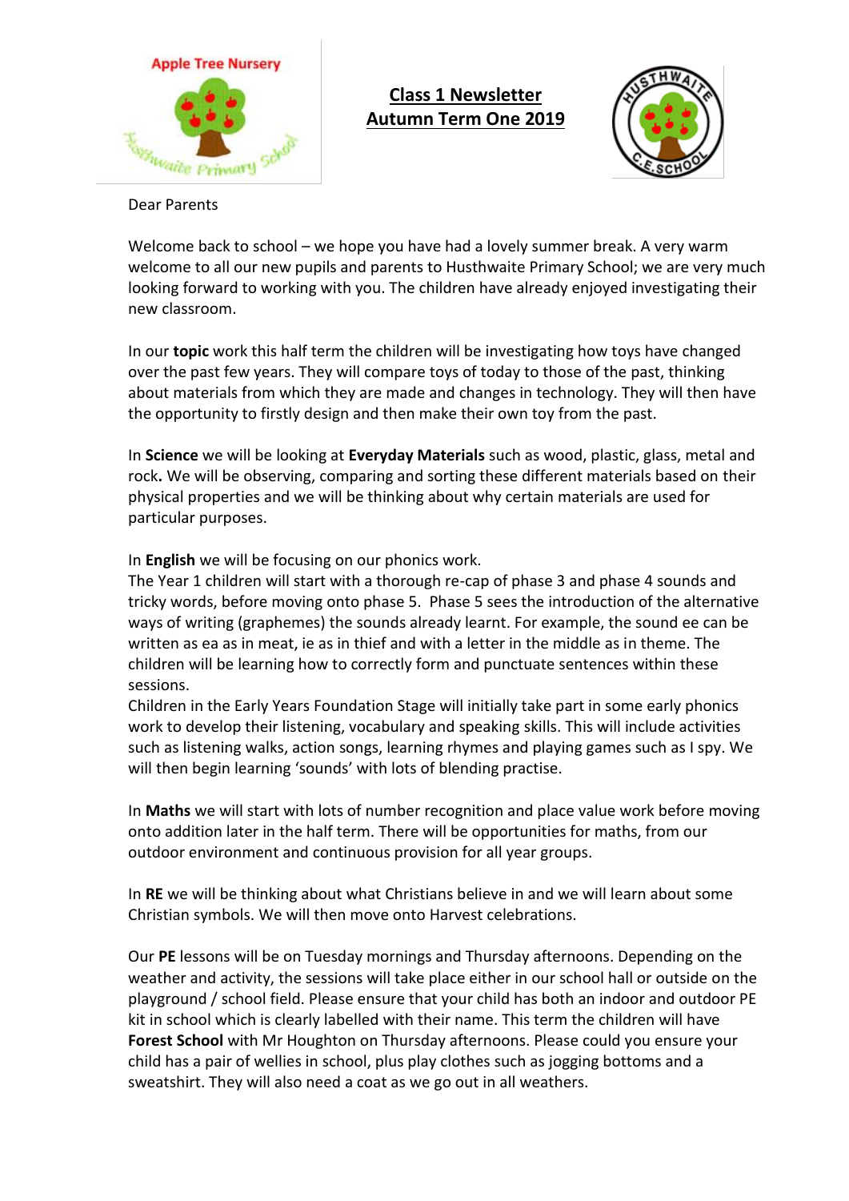# Class 1 Newsletter
# Autumn Term One 2019

Dear Parents

Welcome back to school – we hope you have had a lovely summer break. A very warm welcome to all our new pupils and parents to Husthwaite Primary School; we are very much looking forward to working with you. The children have already enjoyed investigating their new classroom.

In our **topic** work this half term the children will be investigating how toys have changed over the past few years. They will compare toys of today to those of the past, thinking about materials from which they are made and changes in technology. They will then have the opportunity to firstly design and then make their own toy from the past.

In **Science** we will be looking at **Everyday Materials** such as wood, plastic, glass, metal and rock**.** We will be observing, comparing and sorting these different materials based on their physical properties and we will be thinking about why certain materials are used for particular purposes.

In **English** we will be focusing on our phonics work.
The Year 1 children will start with a thorough re-cap of phase 3 and phase 4 sounds and tricky words, before moving onto phase 5. Phase 5 sees the introduction of the alternative ways of writing (graphemes) the sounds already learnt. For example, the sound ee can be written as ea as in meat, ie as in thief and with a letter in the middle as in theme. The children will be learning how to correctly form and punctuate sentences within these sessions.
Children in the Early Years Foundation Stage will initially take part in some early phonics work to develop their listening, vocabulary and speaking skills. This will include activities such as listening walks, action songs, learning rhymes and playing games such as I spy. We will then begin learning 'sounds' with lots of blending practise.

In **Maths** we will start with lots of number recognition and place value work before moving onto addition later in the half term. There will be opportunities for maths, from our outdoor environment and continuous provision for all year groups.

In **RE** we will be thinking about what Christians believe in and we will learn about some Christian symbols. We will then move onto Harvest celebrations.

Our **PE** lessons will be on Tuesday mornings and Thursday afternoons. Depending on the weather and activity, the sessions will take place either in our school hall or outside on the playground / school field. Please ensure that your child has both an indoor and outdoor PE kit in school which is clearly labelled with their name. This term the children will have **Forest School** with Mr Houghton on Thursday afternoons. Please could you ensure your child has a pair of wellies in school, plus play clothes such as jogging bottoms and a sweatshirt. They will also need a coat as we go out in all weathers.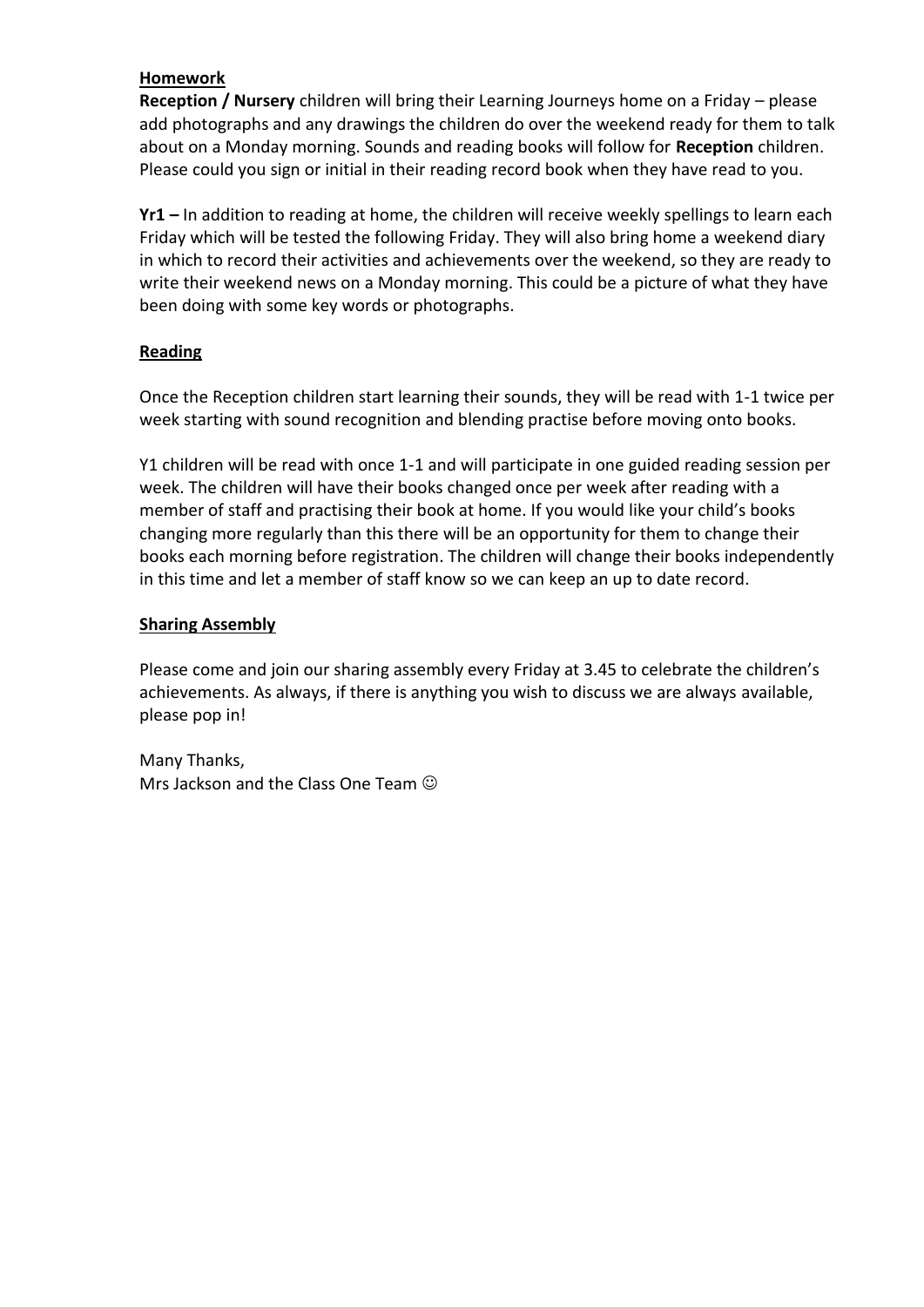**Homework**

**Reception / Nursery** children will bring their Learning Journeys home on a Friday – please add photographs and any drawings the children do over the weekend ready for them to talk about on a Monday morning. Sounds and reading books will follow for **Reception** children. Please could you sign or initial in their reading record book when they have read to you.

**Yr1 –** In addition to reading at home, the children will receive weekly spellings to learn each Friday which will be tested the following Friday. They will also bring home a weekend diary in which to record their activities and achievements over the weekend, so they are ready to write their weekend news on a Monday morning. This could be a picture of what they have been doing with some key words or photographs.

**Reading**

Once the Reception children start learning their sounds, they will be read with 1-1 twice per week starting with sound recognition and blending practise before moving onto books.

Y1 children will be read with once 1-1 and will participate in one guided reading session per week. The children will have their books changed once per week after reading with a member of staff and practising their book at home. If you would like your child's books changing more regularly than this there will be an opportunity for them to change their books each morning before registration. The children will change their books independently in this time and let a member of staff know so we can keep an up to date record.

**Sharing Assembly**

Please come and join our sharing assembly every Friday at 3.45 to celebrate the children's achievements. As always, if there is anything you wish to discuss we are always available, please pop in!

Many Thanks,
Mrs Jackson and the Class One Team ☺